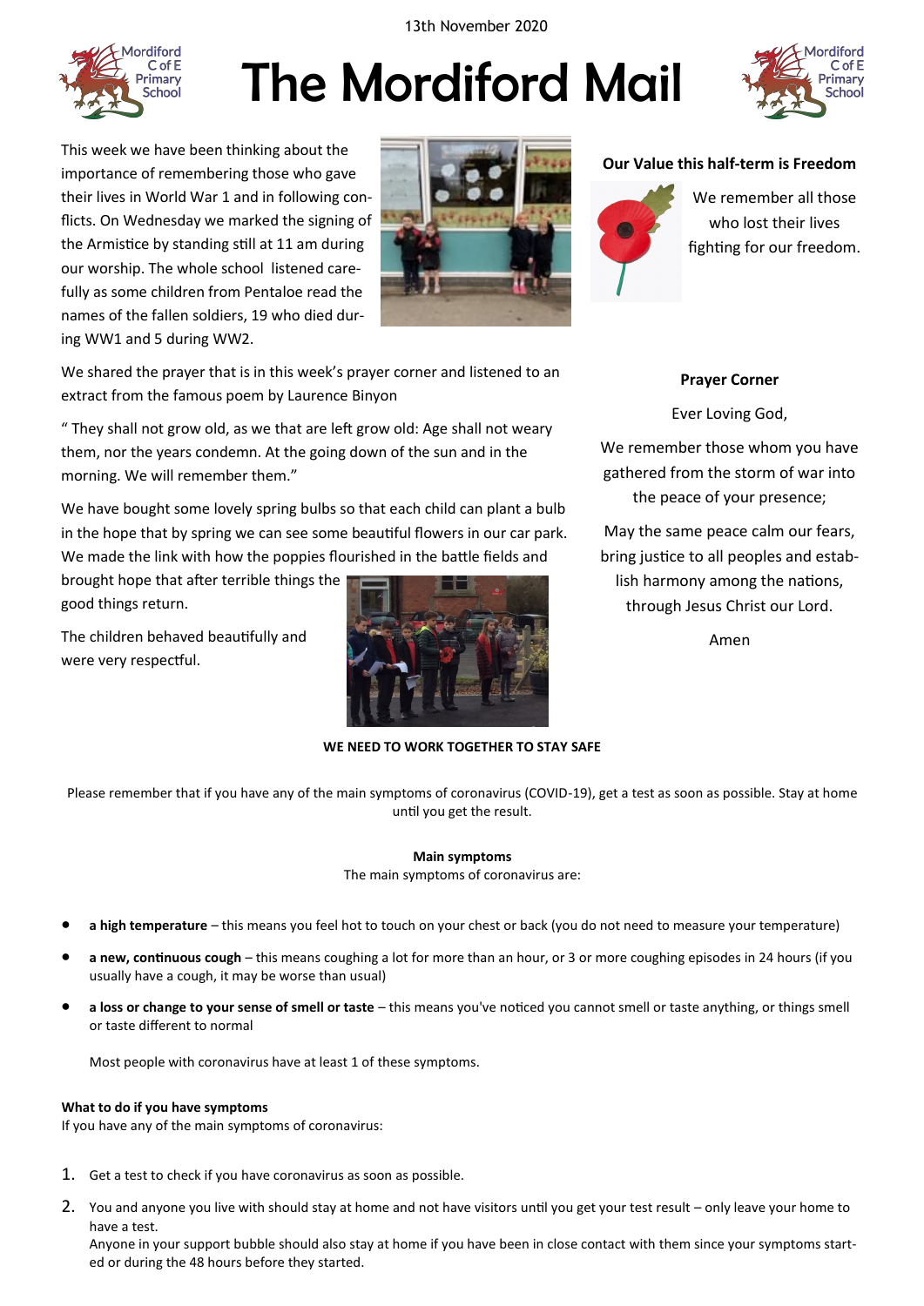13th November 2020

# The Mordiford Mail

This week we have been thinking about the importance of remembering those who gave their lives in World War 1 and in following conflicts. On Wednesday we marked the signing of the Armistice by standing still at 11 am during our worship. The whole school listened carefully as some children from Pentaloe read the names of the fallen soldiers, 19 who died during WW1 and 5 during WW2.

We shared the prayer that is in this week's prayer corner and listened to an extract from the famous poem by Laurence Binyon

" They shall not grow old, as we that are left grow old: Age shall not weary them, nor the years condemn. At the going down of the sun and in the morning. We will remember them."

We have bought some lovely spring bulbs so that each child can plant a bulb in the hope that by spring we can see some beautiful flowers in our car park. We made the link with how the poppies flourished in the battle fields and brought hope that after terrible things the good things return.

The children behaved beautifully and were very respectful.

**Our Value this half-term is Freedom**

We remember all those who lost their lives fighting for our freedom.

**Prayer Corner**

Ever Loving God,

We remember those whom you have gathered from the storm of war into the peace of your presence;

May the same peace calm our fears, bring justice to all peoples and establish harmony among the nations, through Jesus Christ our Lord.

Amen

**WE NEED TO WORK TOGETHER TO STAY SAFE**

Please remember that if you have any of the main symptoms of coronavirus (COVID-19), get a test as soon as possible. Stay at home until you get the result.

**Main symptoms**

The main symptoms of coronavirus are:

- **a high temperature** – this means you feel hot to touch on your chest or back (you do not need to measure your temperature)
- **a new, continuous cough** – this means coughing a lot for more than an hour, or 3 or more coughing episodes in 24 hours (if you usually have a cough, it may be worse than usual)
- **a loss or change to your sense of smell or taste** – this means you've noticed you cannot smell or taste anything, or things smell or taste different to normal

Most people with coronavirus have at least 1 of these symptoms.

**What to do if you have symptoms**

If you have any of the main symptoms of coronavirus:

1. Get a test to check if you have coronavirus as soon as possible.
2. You and anyone you live with should stay at home and not have visitors until you get your test result – only leave your home to have a test.
   Anyone in your support bubble should also stay at home if you have been in close contact with them since your symptoms started or during the 48 hours before they started.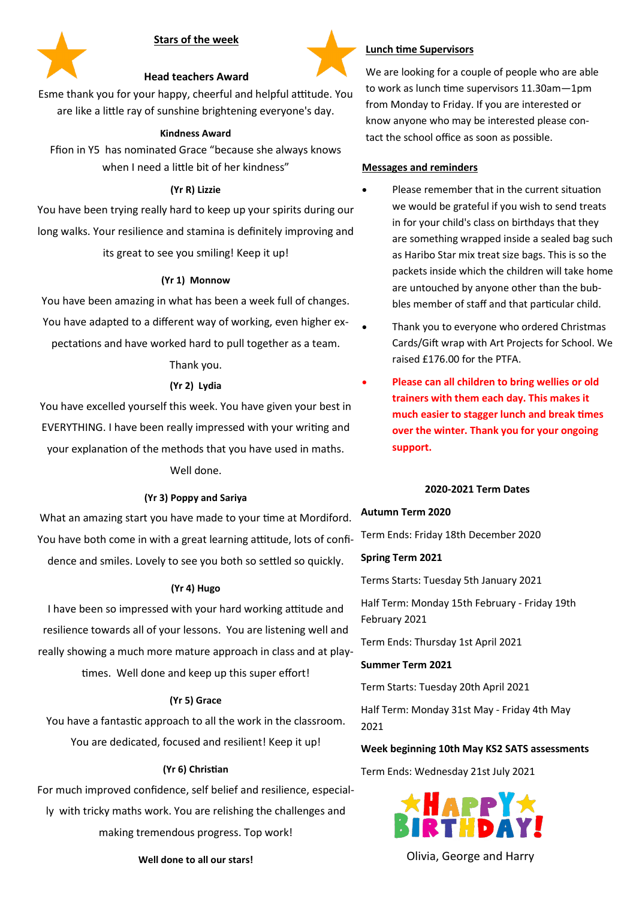## Stars of the week

### Head teachers Award

Esme thank you for your happy, cheerful and helpful attitude. You are like a little ray of sunshine brightening everyone's day.

**Kindness Award**

Ffion in Y5 has nominated Grace "because she always knows when I need a little bit of her kindness"

**(Yr R) Lizzie**

You have been trying really hard to keep up your spirits during our long walks. Your resilience and stamina is definitely improving and its great to see you smiling! Keep it up!

**(Yr 1) Monnow**

You have been amazing in what has been a week full of changes. You have adapted to a different way of working, even higher expectations and have worked hard to pull together as a team. Thank you.

**(Yr 2) Lydia**

You have excelled yourself this week. You have given your best in EVERYTHING. I have been really impressed with your writing and your explanation of the methods that you have used in maths. Well done.

**(Yr 3) Poppy and Sariya**

What an amazing start you have made to your time at Mordiford. You have both come in with a great learning attitude, lots of confidence and smiles. Lovely to see you both so settled so quickly.

**(Yr 4) Hugo**

I have been so impressed with your hard working attitude and resilience towards all of your lessons. You are listening well and really showing a much more mature approach in class and at playtimes. Well done and keep up this super effort!

**(Yr 5) Grace**

You have a fantastic approach to all the work in the classroom. You are dedicated, focused and resilient! Keep it up!

**(Yr 6) Christian**

For much improved confidence, self belief and resilience, especially with tricky maths work. You are relishing the challenges and making tremendous progress. Top work!

**Well done to all our stars!**

## Lunch time Supervisors

We are looking for a couple of people who are able to work as lunch time supervisors 11.30am—1pm from Monday to Friday. If you are interested or know anyone who may be interested please contact the school office as soon as possible.

## Messages and reminders

- Please remember that in the current situation we would be grateful if you wish to send treats in for your child's class on birthdays that they are something wrapped inside a sealed bag such as Haribo Star mix treat size bags. This is so the packets inside which the children will take home are untouched by anyone other than the bubbles member of staff and that particular child.
- Thank you to everyone who ordered Christmas Cards/Gift wrap with Art Projects for School. We raised £176.00 for the PTFA.
- **Please can all children to bring wellies or old trainers with them each day. This makes it much easier to stagger lunch and break times over the winter. Thank you for your ongoing support.**

### 2020-2021 Term Dates

**Autumn Term 2020**

Term Ends: Friday 18th December 2020

**Spring Term 2021**

Terms Starts: Tuesday 5th January 2021

Half Term: Monday 15th February - Friday 19th February 2021

Term Ends: Thursday 1st April 2021

**Summer Term 2021**

Term Starts: Tuesday 20th April 2021

Half Term: Monday 31st May - Friday 4th May 2021

**Week beginning 10th May KS2 SATS assessments**

Term Ends: Wednesday 21st July 2021

HAPPY BIRTHDAY!

Olivia, George and Harry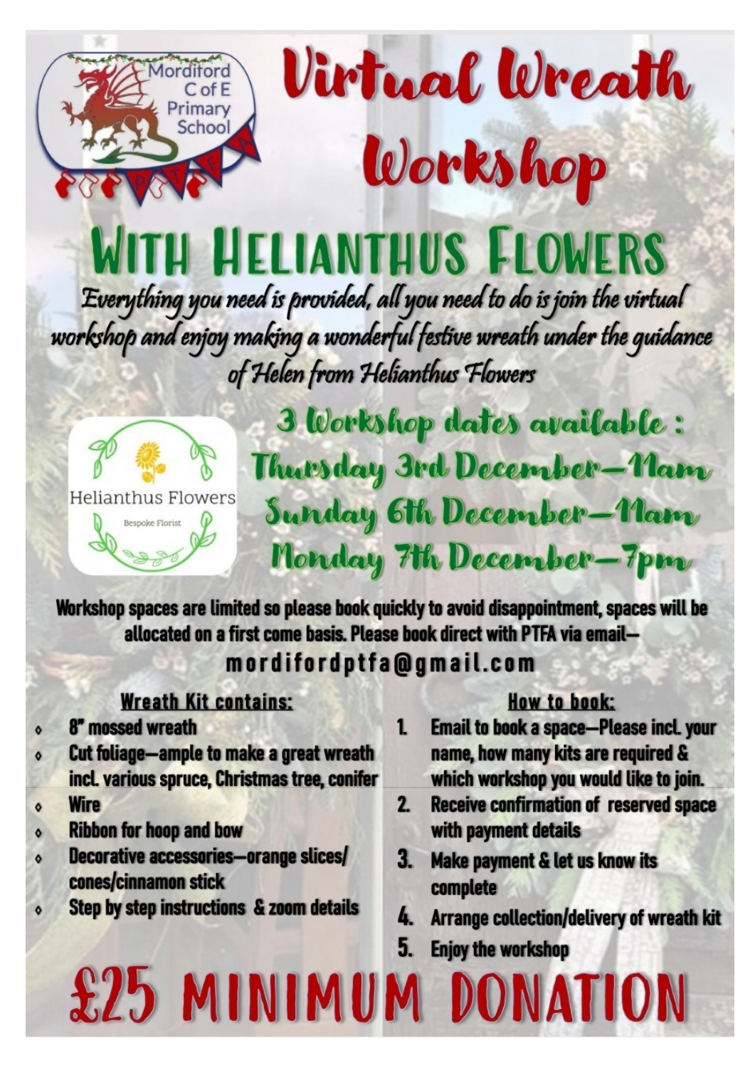Mordiford C of E Primary School PTFA

# Virtual Wreath Workshop

## With Helianthus Flowers

*Everything you need is provided, all you need to do is join the virtual workshop and enjoy making a wonderful festive wreath under the guidance of Helen from Helianthus Flowers*

Helianthus Flowers
Bespoke Florist

### 3 Workshop dates available :

**Thursday 3rd December—11am**
**Sunday 6th December—11am**
**Monday 7th December—7pm**

**Workshop spaces are limited so please book quickly to avoid disappointment, spaces will be allocated on a first come basis. Please book direct with PTFA via email—**

**mordifordptfa@gmail.com**

**Wreath Kit contains:**

- 8" mossed wreath
- Cut foliage—ample to make a great wreath incl. various spruce, Christmas tree, conifer
- Wire
- Ribbon for hoop and bow
- Decorative accessories—orange slices/cones/cinnamon stick
- Step by step instructions & zoom details

**How to book:**

1. Email to book a space—Please incl. your name, how many kits are required & which workshop you would like to join.
2. Receive confirmation of reserved space with payment details
3. Make payment & let us know its complete
4. Arrange collection/delivery of wreath kit
5. Enjoy the workshop

# £25 MINIMUM DONATION